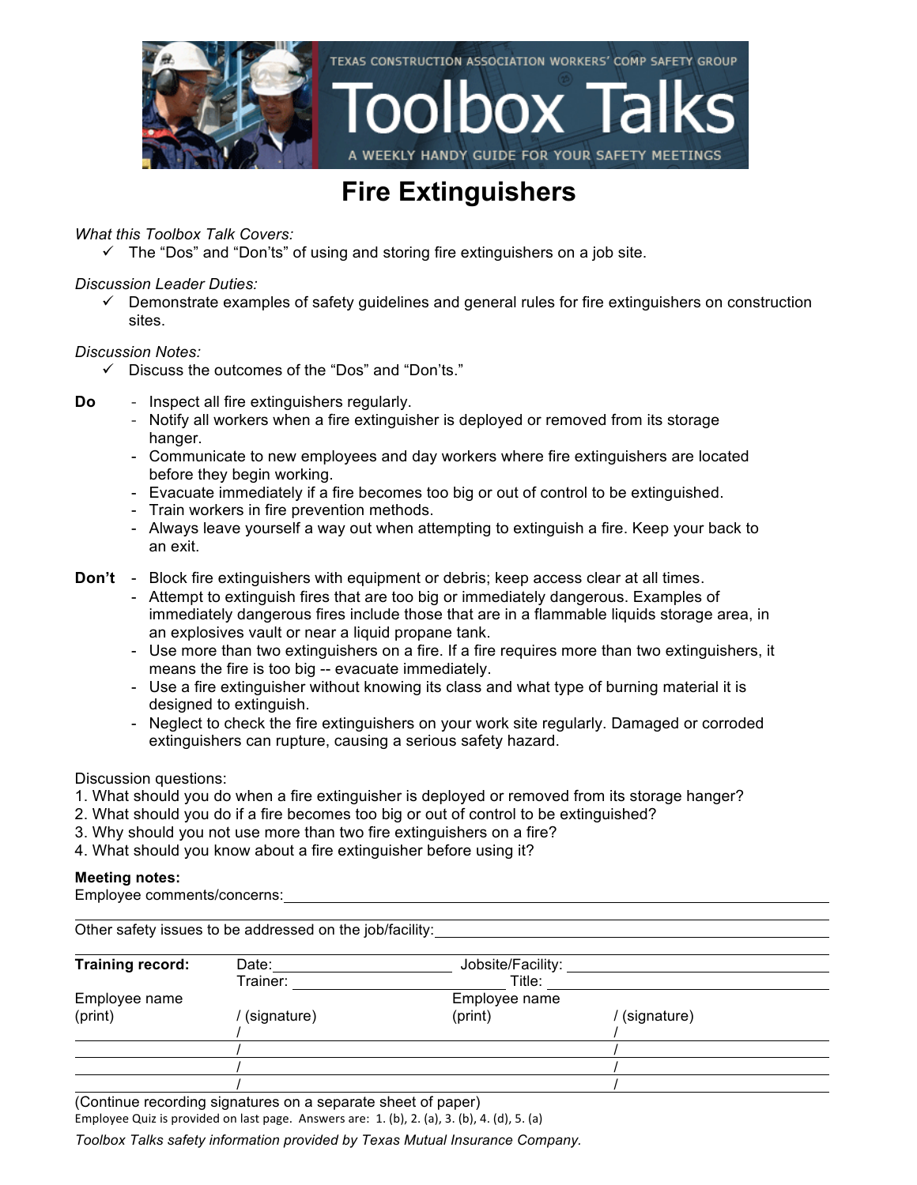TEXAS CONSTRUCTION ASSOCIATION WORKERS' COMP SAFETY GROUP

# Toolbox Talks

A WEEKLY HANDY GUIDE FOR YOUR SAFETY MEETINGS

## Fire Extinguishers

*What this Toolbox Talk Covers:*

- ✓ The "Dos" and "Don'ts" of using and storing fire extinguishers on a job site.

*Discussion Leader Duties:*

- ✓ Demonstrate examples of safety guidelines and general rules for fire extinguishers on construction sites.

*Discussion Notes:*

- ✓ Discuss the outcomes of the "Dos" and "Don'ts."

**Do**

- Inspect all fire extinguishers regularly.
- Notify all workers when a fire extinguisher is deployed or removed from its storage hanger.
- Communicate to new employees and day workers where fire extinguishers are located before they begin working.
- Evacuate immediately if a fire becomes too big or out of control to be extinguished.
- Train workers in fire prevention methods.
- Always leave yourself a way out when attempting to extinguish a fire. Keep your back to an exit.

**Don't**

- Block fire extinguishers with equipment or debris; keep access clear at all times.
- Attempt to extinguish fires that are too big or immediately dangerous. Examples of immediately dangerous fires include those that are in a flammable liquids storage area, in an explosives vault or near a liquid propane tank.
- Use more than two extinguishers on a fire. If a fire requires more than two extinguishers, it means the fire is too big -- evacuate immediately.
- Use a fire extinguisher without knowing its class and what type of burning material it is designed to extinguish.
- Neglect to check the fire extinguishers on your work site regularly. Damaged or corroded extinguishers can rupture, causing a serious safety hazard.

Discussion questions:

1. What should you do when a fire extinguisher is deployed or removed from its storage hanger?
2. What should you do if a fire becomes too big or out of control to be extinguished?
3. Why should you not use more than two fire extinguishers on a fire?
4. What should you know about a fire extinguisher before using it?

**Meeting notes:**

Employee comments/concerns: ____________________

____________________

Other safety issues to be addressed on the job/facility: ____________________

____________________

**Training record:** Date: __________ Jobsite/Facility: __________

Trainer: __________ Title: __________

| Employee name (print) | / (signature) | Employee name (print) | / (signature) |
|---|---|---|---|
| | / | | / |
| | / | | / |
| | / | | / |
| | / | | / |

(Continue recording signatures on a separate sheet of paper)

Employee Quiz is provided on last page. Answers are: 1. (b), 2. (a), 3. (b), 4. (d), 5. (a)

*Toolbox Talks safety information provided by Texas Mutual Insurance Company.*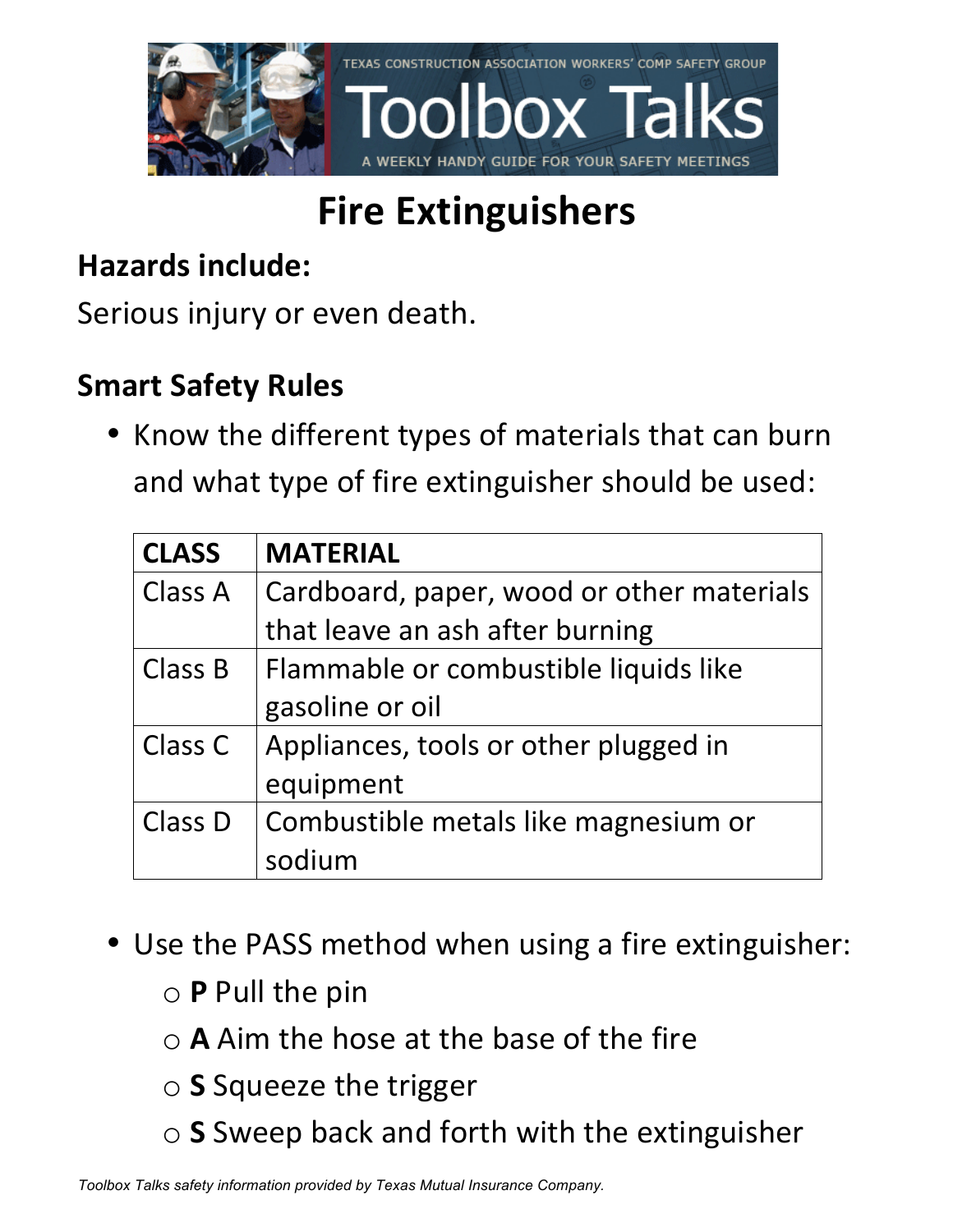TEXAS CONSTRUCTION ASSOCIATION WORKERS' COMP SAFETY GROUP

Toolbox Talks

A WEEKLY HANDY GUIDE FOR YOUR SAFETY MEETINGS

# Fire Extinguishers

## Hazards include:

Serious injury or even death.

## Smart Safety Rules

- Know the different types of materials that can burn and what type of fire extinguisher should be used:

| CLASS | MATERIAL |
|---|---|
| Class A | Cardboard, paper, wood or other materials that leave an ash after burning |
| Class B | Flammable or combustible liquids like gasoline or oil |
| Class C | Appliances, tools or other plugged in equipment |
| Class D | Combustible metals like magnesium or sodium |

- Use the PASS method when using a fire extinguisher:
  - **P** Pull the pin
  - **A** Aim the hose at the base of the fire
  - **S** Squeeze the trigger
  - **S** Sweep back and forth with the extinguisher

*Toolbox Talks safety information provided by Texas Mutual Insurance Company.*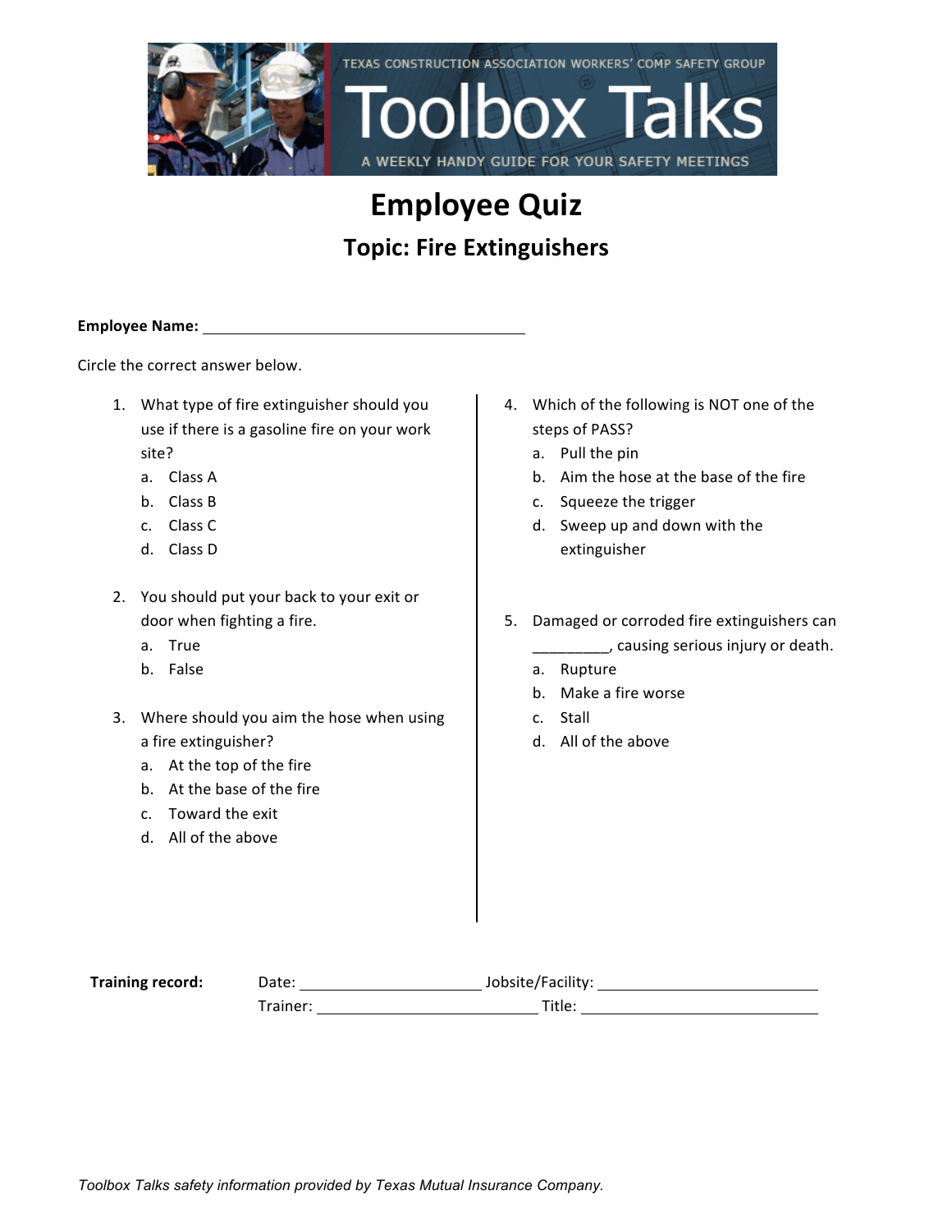TEXAS CONSTRUCTION ASSOCIATION WORKERS' COMP SAFETY GROUP

# Toolbox Talks

A WEEKLY HANDY GUIDE FOR YOUR SAFETY MEETINGS

# Employee Quiz

## Topic: Fire Extinguishers

**Employee Name:** ________________________________________

Circle the correct answer below.

1. What type of fire extinguisher should you use if there is a gasoline fire on your work site?
   a. Class A
   b. Class B
   c. Class C
   d. Class D

2. You should put your back to your exit or door when fighting a fire.
   a. True
   b. False

3. Where should you aim the hose when using a fire extinguisher?
   a. At the top of the fire
   b. At the base of the fire
   c. Toward the exit
   d. All of the above

4. Which of the following is NOT one of the steps of PASS?
   a. Pull the pin
   b. Aim the hose at the base of the fire
   c. Squeeze the trigger
   d. Sweep up and down with the extinguisher

5. Damaged or corroded fire extinguishers can _________, causing serious injury or death.
   a. Rupture
   b. Make a fire worse
   c. Stall
   d. All of the above

**Training record:** Date: ______________________ Jobsite/Facility: ___________________________
Trainer: ___________________________ Title: ______________________________

*Toolbox Talks safety information provided by Texas Mutual Insurance Company.*